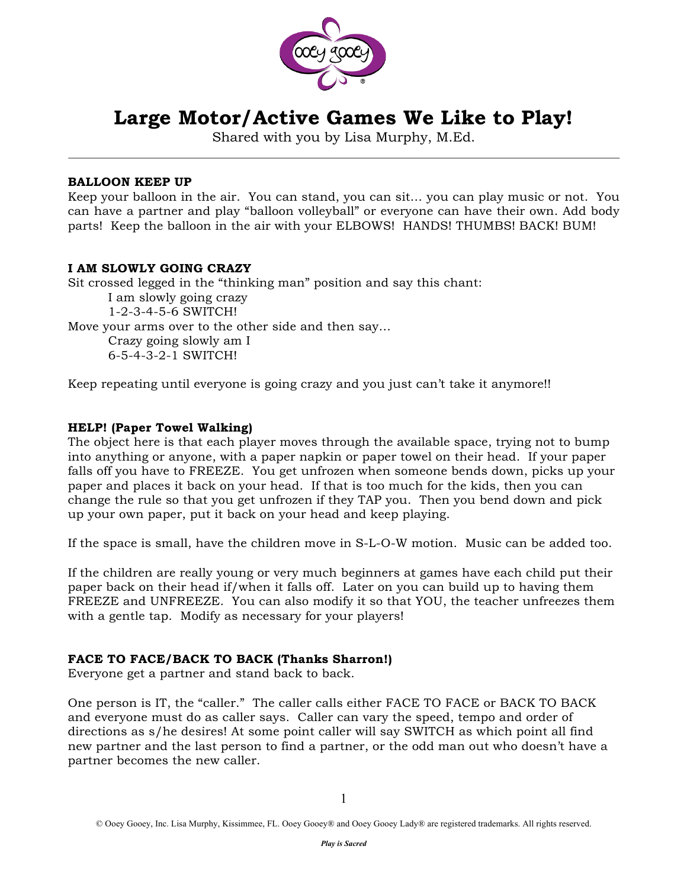# Large Motor/Active Games We Like to Play!

Shared with you by Lisa Murphy, M.Ed.

---

**BALLOON KEEP UP**

Keep your balloon in the air. You can stand, you can sit… you can play music or not. You can have a partner and play "balloon volleyball" or everyone can have their own. Add body parts! Keep the balloon in the air with your ELBOWS! HANDS! THUMBS! BACK! BUM!

**I AM SLOWLY GOING CRAZY**

Sit crossed legged in the "thinking man" position and say this chant:

> I am slowly going crazy
> 1-2-3-4-5-6 SWITCH!

Move your arms over to the other side and then say…

> Crazy going slowly am I
> 6-5-4-3-2-1 SWITCH!

Keep repeating until everyone is going crazy and you just can't take it anymore!!

**HELP! (Paper Towel Walking)**

The object here is that each player moves through the available space, trying not to bump into anything or anyone, with a paper napkin or paper towel on their head. If your paper falls off you have to FREEZE. You get unfrozen when someone bends down, picks up your paper and places it back on your head. If that is too much for the kids, then you can change the rule so that you get unfrozen if they TAP you. Then you bend down and pick up your own paper, put it back on your head and keep playing.

If the space is small, have the children move in S-L-O-W motion. Music can be added too.

If the children are really young or very much beginners at games have each child put their paper back on their head if/when it falls off. Later on you can build up to having them FREEZE and UNFREEZE. You can also modify it so that YOU, the teacher unfreezes them with a gentle tap. Modify as necessary for your players!

**FACE TO FACE/BACK TO BACK (Thanks Sharron!)**

Everyone get a partner and stand back to back.

One person is IT, the "caller." The caller calls either FACE TO FACE or BACK TO BACK and everyone must do as caller says. Caller can vary the speed, tempo and order of directions as s/he desires! At some point caller will say SWITCH as which point all find new partner and the last person to find a partner, or the odd man out who doesn't have a partner becomes the new caller.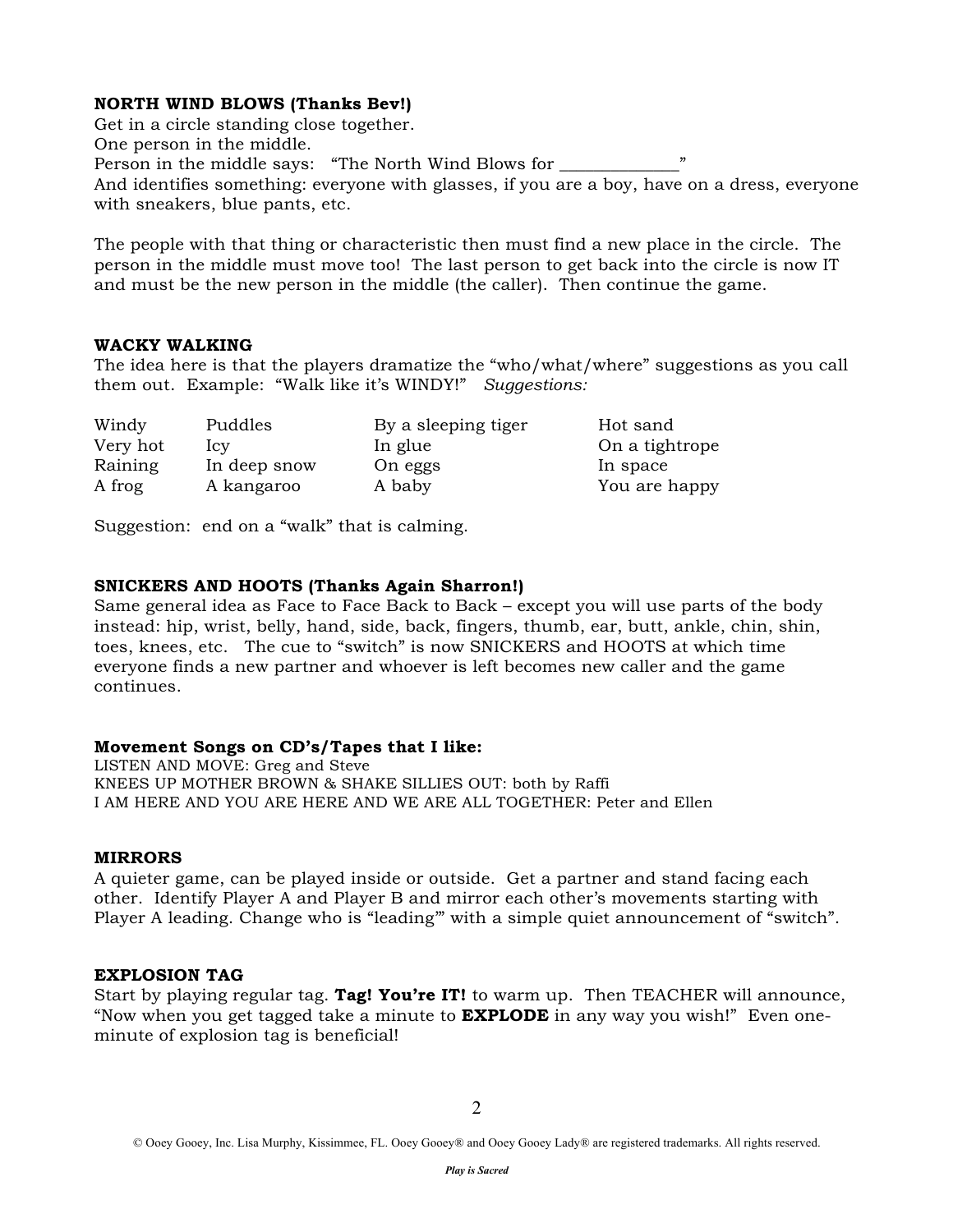**NORTH WIND BLOWS (Thanks Bev!)**

Get in a circle standing close together.
One person in the middle.
Person in the middle says: "The North Wind Blows for _____________"
And identifies something: everyone with glasses, if you are a boy, have on a dress, everyone with sneakers, blue pants, etc.

The people with that thing or characteristic then must find a new place in the circle. The person in the middle must move too! The last person to get back into the circle is now IT and must be the new person in the middle (the caller). Then continue the game.

**WACKY WALKING**

The idea here is that the players dramatize the "who/what/where" suggestions as you call them out. Example: "Walk like it's WINDY!" *Suggestions:*

| | | | |
|---|---|---|---|
| Windy | Puddles | By a sleeping tiger | Hot sand |
| Very hot | Icy | In glue | On a tightrope |
| Raining | In deep snow | On eggs | In space |
| A frog | A kangaroo | A baby | You are happy |

Suggestion: end on a "walk" that is calming.

**SNICKERS AND HOOTS (Thanks Again Sharron!)**

Same general idea as Face to Face Back to Back – except you will use parts of the body instead: hip, wrist, belly, hand, side, back, fingers, thumb, ear, butt, ankle, chin, shin, toes, knees, etc. The cue to "switch" is now SNICKERS and HOOTS at which time everyone finds a new partner and whoever is left becomes new caller and the game continues.

**Movement Songs on CD's/Tapes that I like:**

LISTEN AND MOVE: Greg and Steve
KNEES UP MOTHER BROWN & SHAKE SILLIES OUT: both by Raffi
I AM HERE AND YOU ARE HERE AND WE ARE ALL TOGETHER: Peter and Ellen

**MIRRORS**

A quieter game, can be played inside or outside. Get a partner and stand facing each other. Identify Player A and Player B and mirror each other's movements starting with Player A leading. Change who is "leading'" with a simple quiet announcement of "switch".

**EXPLOSION TAG**

Start by playing regular tag. **Tag! You're IT!** to warm up. Then TEACHER will announce, "Now when you get tagged take a minute to **EXPLODE** in any way you wish!" Even one-minute of explosion tag is beneficial!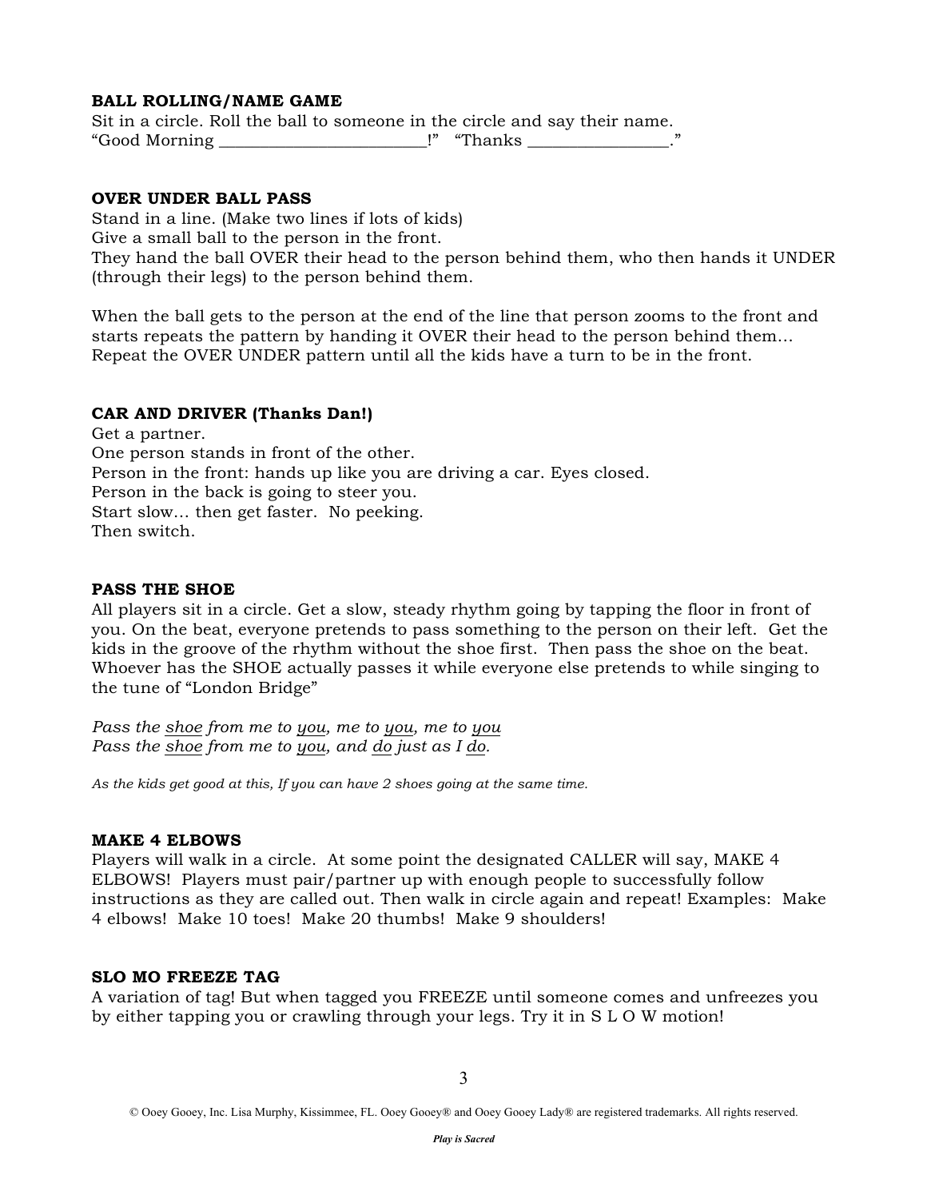**BALL ROLLING/NAME GAME**

Sit in a circle. Roll the ball to someone in the circle and say their name.
"Good Morning ________________________!" "Thanks ________________."

**OVER UNDER BALL PASS**

Stand in a line. (Make two lines if lots of kids)
Give a small ball to the person in the front.
They hand the ball OVER their head to the person behind them, who then hands it UNDER (through their legs) to the person behind them.

When the ball gets to the person at the end of the line that person zooms to the front and starts repeats the pattern by handing it OVER their head to the person behind them… Repeat the OVER UNDER pattern until all the kids have a turn to be in the front.

**CAR AND DRIVER (Thanks Dan!)**

Get a partner.
One person stands in front of the other.
Person in the front: hands up like you are driving a car. Eyes closed.
Person in the back is going to steer you.
Start slow… then get faster. No peeking.
Then switch.

**PASS THE SHOE**

All players sit in a circle. Get a slow, steady rhythm going by tapping the floor in front of you. On the beat, everyone pretends to pass something to the person on their left. Get the kids in the groove of the rhythm without the shoe first. Then pass the shoe on the beat. Whoever has the SHOE actually passes it while everyone else pretends to while singing to the tune of "London Bridge"

*Pass the <u>shoe</u> from me to <u>you</u>, me to <u>you</u>, me to <u>you</u>*
*Pass the <u>shoe</u> from me to <u>you</u>, and <u>do</u> just as I <u>do</u>.*

*As the kids get good at this, If you can have 2 shoes going at the same time.*

**MAKE 4 ELBOWS**

Players will walk in a circle. At some point the designated CALLER will say, MAKE 4 ELBOWS! Players must pair/partner up with enough people to successfully follow instructions as they are called out. Then walk in circle again and repeat! Examples: Make 4 elbows! Make 10 toes! Make 20 thumbs! Make 9 shoulders!

**SLO MO FREEZE TAG**

A variation of tag! But when tagged you FREEZE until someone comes and unfreezes you by either tapping you or crawling through your legs. Try it in S L O W motion!

© Ooey Gooey, Inc. Lisa Murphy, Kissimmee, FL. Ooey Gooey® and Ooey Gooey Lady® are registered trademarks. All rights reserved.

***Play is Sacred***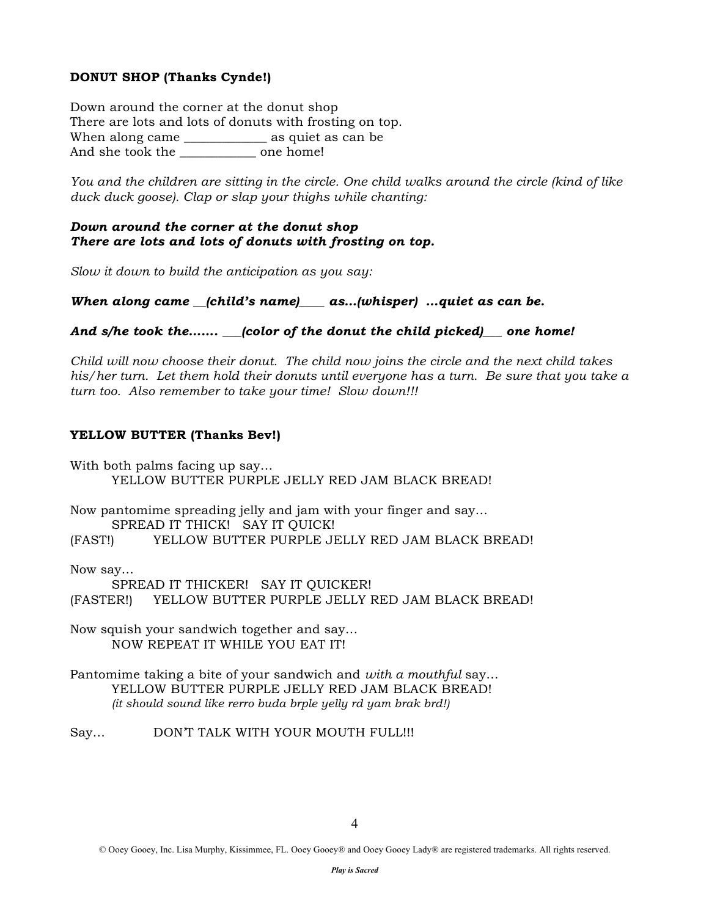**DONUT SHOP (Thanks Cynde!)**

Down around the corner at the donut shop
There are lots and lots of donuts with frosting on top.
When along came _____________ as quiet as can be
And she took the ____________ one home!

*You and the children are sitting in the circle. One child walks around the circle (kind of like duck duck goose). Clap or slap your thighs while chanting:*

***Down around the corner at the donut shop***
***There are lots and lots of donuts with frosting on top.***

*Slow it down to build the anticipation as you say:*

***When along came __(child's name)____ as…(whisper) …quiet as can be.***

***And s/he took the……. ___(color of the donut the child picked)___ one home!***

*Child will now choose their donut. The child now joins the circle and the next child takes his/her turn. Let them hold their donuts until everyone has a turn. Be sure that you take a turn too. Also remember to take your time! Slow down!!!*

**YELLOW BUTTER (Thanks Bev!)**

With both palms facing up say…
YELLOW BUTTER PURPLE JELLY RED JAM BLACK BREAD!

Now pantomime spreading jelly and jam with your finger and say…
SPREAD IT THICK! SAY IT QUICK!
(FAST!) YELLOW BUTTER PURPLE JELLY RED JAM BLACK BREAD!

Now say…
SPREAD IT THICKER! SAY IT QUICKER!
(FASTER!) YELLOW BUTTER PURPLE JELLY RED JAM BLACK BREAD!

Now squish your sandwich together and say…
NOW REPEAT IT WHILE YOU EAT IT!

Pantomime taking a bite of your sandwich and *with a mouthful* say…
YELLOW BUTTER PURPLE JELLY RED JAM BLACK BREAD!
*(it should sound like rerro buda brple yelly rd yam brak brd!)*

Say… DON'T TALK WITH YOUR MOUTH FULL!!!

© Ooey Gooey, Inc. Lisa Murphy, Kissimmee, FL. Ooey Gooey® and Ooey Gooey Lady® are registered trademarks. All rights reserved.

***Play is Sacred***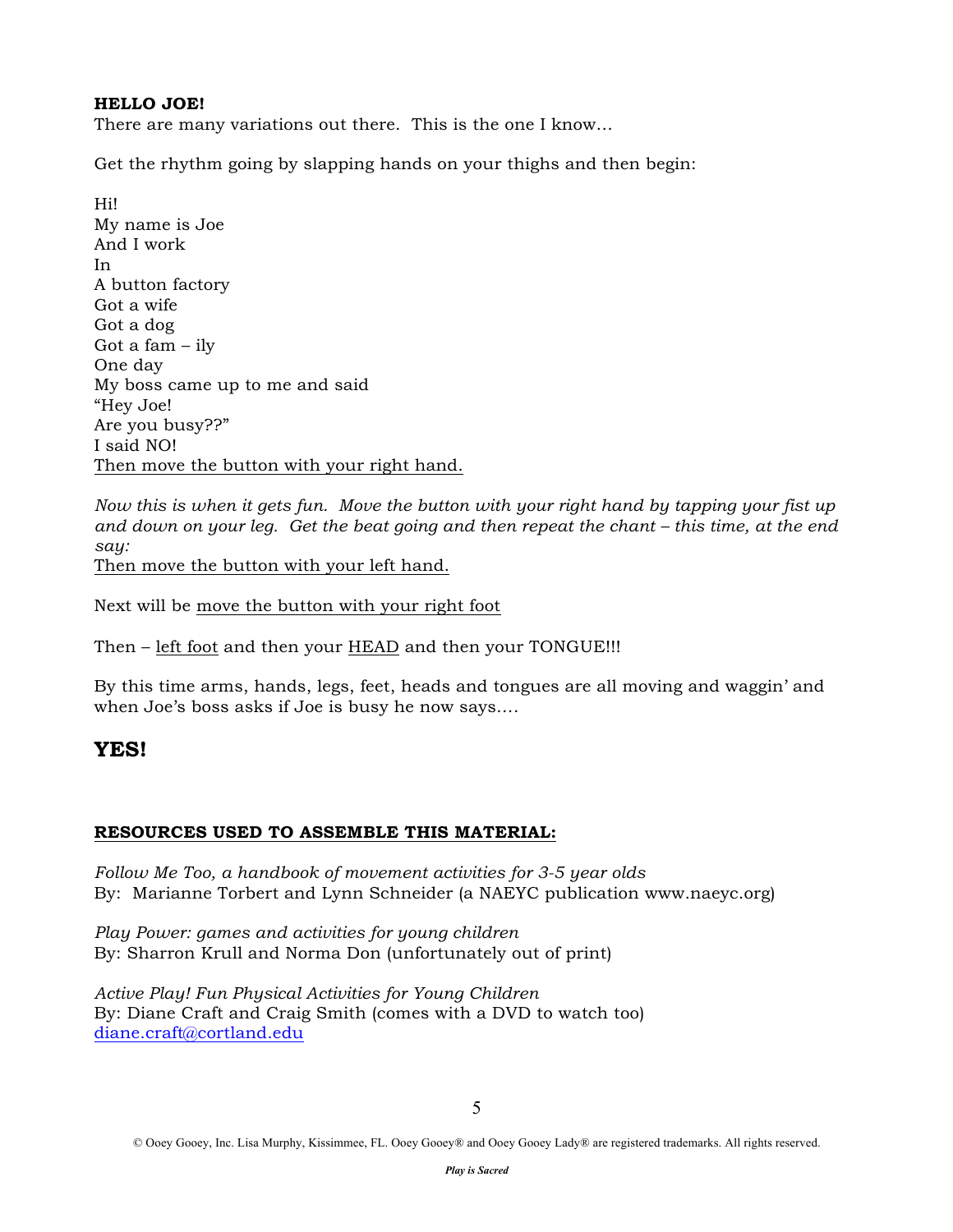**HELLO JOE!**
There are many variations out there. This is the one I know…

Get the rhythm going by slapping hands on your thighs and then begin:

Hi!
My name is Joe
And I work
In
A button factory
Got a wife
Got a dog
Got a fam – ily
One day
My boss came up to me and said
"Hey Joe!
Are you busy??"
I said NO!
<u>Then move the button with your right hand.</u>

*Now this is when it gets fun. Move the button with your right hand by tapping your fist up and down on your leg. Get the beat going and then repeat the chant – this time, at the end say:*
<u>Then move the button with your left hand.</u>

Next will be <u>move the button with your right foot</u>

Then – <u>left foot</u> and then your <u>HEAD</u> and then your TONGUE!!!

By this time arms, hands, legs, feet, heads and tongues are all moving and waggin' and when Joe's boss asks if Joe is busy he now says….

## YES!

**<u>RESOURCES USED TO ASSEMBLE THIS MATERIAL:</u>**

*Follow Me Too, a handbook of movement activities for 3-5 year olds*
By: Marianne Torbert and Lynn Schneider (a NAEYC publication www.naeyc.org)

*Play Power: games and activities for young children*
By: Sharron Krull and Norma Don (unfortunately out of print)

*Active Play! Fun Physical Activities for Young Children*
By: Diane Craft and Craig Smith (comes with a DVD to watch too)
diane.craft@cortland.edu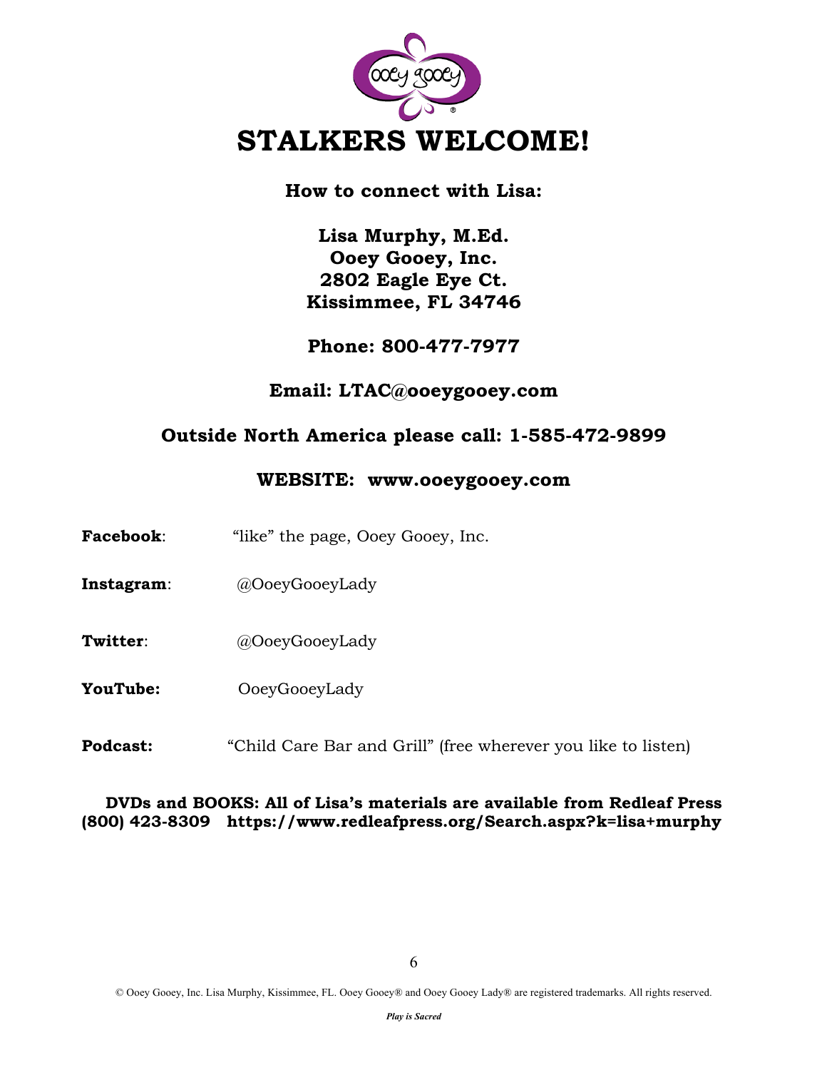# STALKERS WELCOME!

**How to connect with Lisa:**

**Lisa Murphy, M.Ed.**
**Ooey Gooey, Inc.**
**2802 Eagle Eye Ct.**
**Kissimmee, FL 34746**

**Phone: 800-477-7977**

**Email: LTAC@ooeygooey.com**

**Outside North America please call: 1-585-472-9899**

**WEBSITE: www.ooeygooey.com**

**Facebook**: "like" the page, Ooey Gooey, Inc.

**Instagram**: @OoeyGooeyLady

**Twitter**: @OoeyGooeyLady

**YouTube:** OoeyGooeyLady

**Podcast:** "Child Care Bar and Grill" (free wherever you like to listen)

**DVDs and BOOKS: All of Lisa's materials are available from Redleaf Press (800) 423-8309 https://www.redleafpress.org/Search.aspx?k=lisa+murphy**

© Ooey Gooey, Inc. Lisa Murphy, Kissimmee, FL. Ooey Gooey® and Ooey Gooey Lady® are registered trademarks. All rights reserved.

***Play is Sacred***